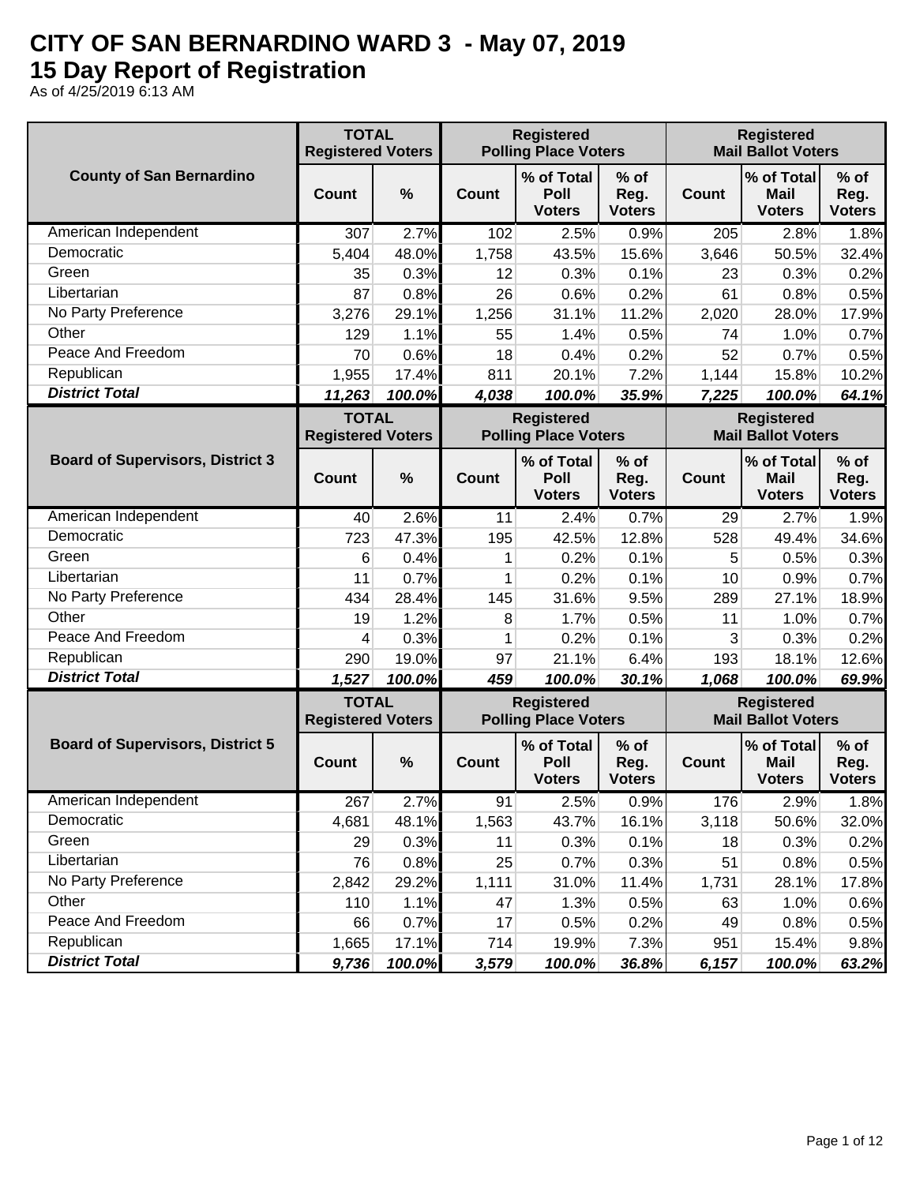# CITY OF SAN BERNARDINO WARD 3 - May 07, 2019
# 15 Day Report of Registration

As of 4/25/2019 6:13 AM

| County of San Bernardino | TOTAL Registered Voters | | Registered Polling Place Voters | | | Registered Mail Ballot Voters | | |
|---|---|---|---|---|---|---|---|---|
| | Count | % | Count | % of Total Poll Voters | % of Reg. Voters | Count | % of Total Mail Voters | % of Reg. Voters |
| American Independent | 307 | 2.7% | 102 | 2.5% | 0.9% | 205 | 2.8% | 1.8% |
| Democratic | 5,404 | 48.0% | 1,758 | 43.5% | 15.6% | 3,646 | 50.5% | 32.4% |
| Green | 35 | 0.3% | 12 | 0.3% | 0.1% | 23 | 0.3% | 0.2% |
| Libertarian | 87 | 0.8% | 26 | 0.6% | 0.2% | 61 | 0.8% | 0.5% |
| No Party Preference | 3,276 | 29.1% | 1,256 | 31.1% | 11.2% | 2,020 | 28.0% | 17.9% |
| Other | 129 | 1.1% | 55 | 1.4% | 0.5% | 74 | 1.0% | 0.7% |
| Peace And Freedom | 70 | 0.6% | 18 | 0.4% | 0.2% | 52 | 0.7% | 0.5% |
| Republican | 1,955 | 17.4% | 811 | 20.1% | 7.2% | 1,144 | 15.8% | 10.2% |
| ***District Total*** | ***11,263*** | ***100.0%*** | ***4,038*** | ***100.0%*** | ***35.9%*** | ***7,225*** | ***100.0%*** | ***64.1%*** |

| Board of Supervisors, District 3 | TOTAL Registered Voters | | Registered Polling Place Voters | | | Registered Mail Ballot Voters | | |
|---|---|---|---|---|---|---|---|---|
| | Count | % | Count | % of Total Poll Voters | % of Reg. Voters | Count | % of Total Mail Voters | % of Reg. Voters |
| American Independent | 40 | 2.6% | 11 | 2.4% | 0.7% | 29 | 2.7% | 1.9% |
| Democratic | 723 | 47.3% | 195 | 42.5% | 12.8% | 528 | 49.4% | 34.6% |
| Green | 6 | 0.4% | 1 | 0.2% | 0.1% | 5 | 0.5% | 0.3% |
| Libertarian | 11 | 0.7% | 1 | 0.2% | 0.1% | 10 | 0.9% | 0.7% |
| No Party Preference | 434 | 28.4% | 145 | 31.6% | 9.5% | 289 | 27.1% | 18.9% |
| Other | 19 | 1.2% | 8 | 1.7% | 0.5% | 11 | 1.0% | 0.7% |
| Peace And Freedom | 4 | 0.3% | 1 | 0.2% | 0.1% | 3 | 0.3% | 0.2% |
| Republican | 290 | 19.0% | 97 | 21.1% | 6.4% | 193 | 18.1% | 12.6% |
| ***District Total*** | ***1,527*** | ***100.0%*** | ***459*** | ***100.0%*** | ***30.1%*** | ***1,068*** | ***100.0%*** | ***69.9%*** |

| Board of Supervisors, District 5 | TOTAL Registered Voters | | Registered Polling Place Voters | | | Registered Mail Ballot Voters | | |
|---|---|---|---|---|---|---|---|---|
| | Count | % | Count | % of Total Poll Voters | % of Reg. Voters | Count | % of Total Mail Voters | % of Reg. Voters |
| American Independent | 267 | 2.7% | 91 | 2.5% | 0.9% | 176 | 2.9% | 1.8% |
| Democratic | 4,681 | 48.1% | 1,563 | 43.7% | 16.1% | 3,118 | 50.6% | 32.0% |
| Green | 29 | 0.3% | 11 | 0.3% | 0.1% | 18 | 0.3% | 0.2% |
| Libertarian | 76 | 0.8% | 25 | 0.7% | 0.3% | 51 | 0.8% | 0.5% |
| No Party Preference | 2,842 | 29.2% | 1,111 | 31.0% | 11.4% | 1,731 | 28.1% | 17.8% |
| Other | 110 | 1.1% | 47 | 1.3% | 0.5% | 63 | 1.0% | 0.6% |
| Peace And Freedom | 66 | 0.7% | 17 | 0.5% | 0.2% | 49 | 0.8% | 0.5% |
| Republican | 1,665 | 17.1% | 714 | 19.9% | 7.3% | 951 | 15.4% | 9.8% |
| ***District Total*** | ***9,736*** | ***100.0%*** | ***3,579*** | ***100.0%*** | ***36.8%*** | ***6,157*** | ***100.0%*** | ***63.2%*** |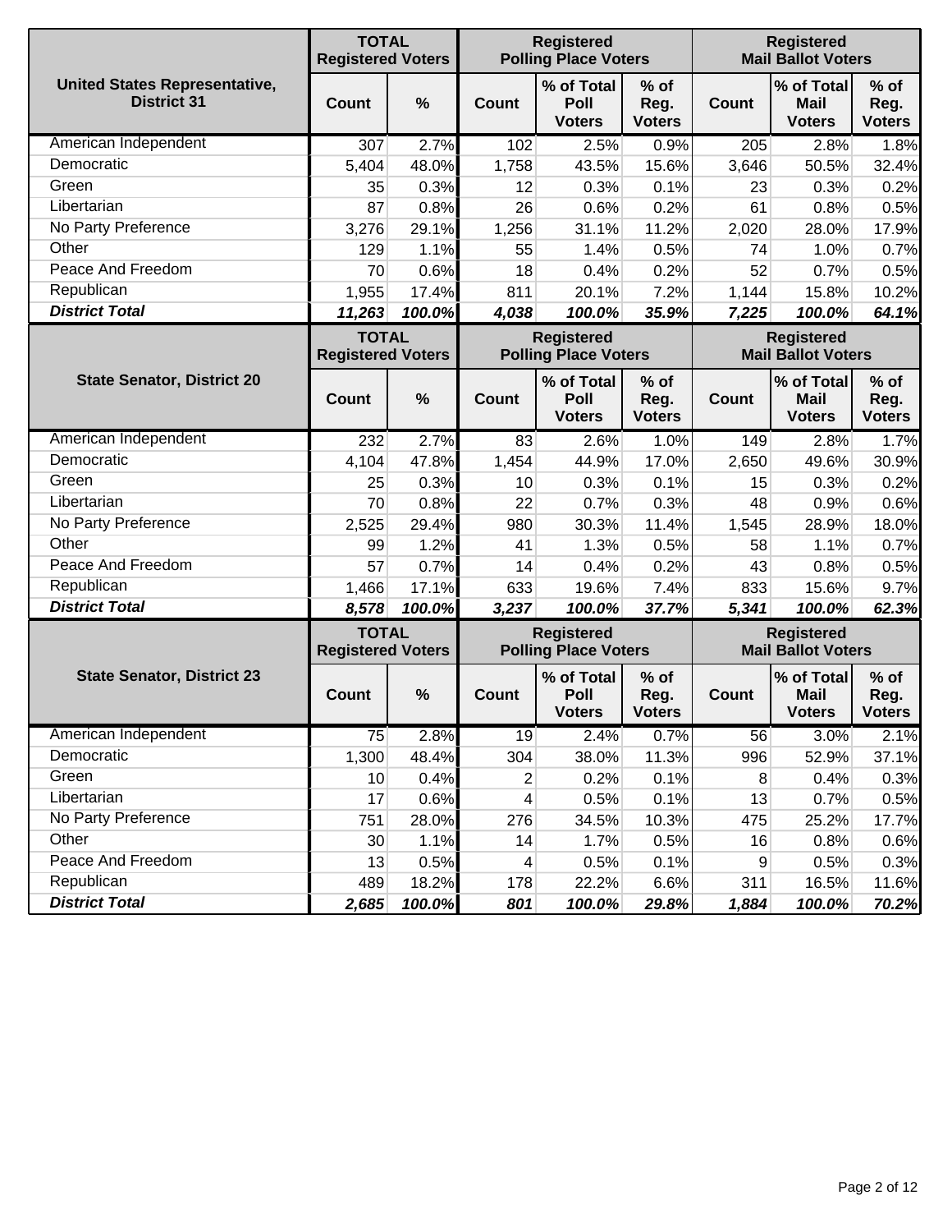| United States Representative, District 31 | TOTAL Registered Voters | | Registered Polling Place Voters | | | Registered Mail Ballot Voters | | |
|---|---|---|---|---|---|---|---|---|
| | Count | % | Count | % of Total Poll Voters | % of Reg. Voters | Count | % of Total Mail Voters | % of Reg. Voters |
| American Independent | 307 | 2.7% | 102 | 2.5% | 0.9% | 205 | 2.8% | 1.8% |
| Democratic | 5,404 | 48.0% | 1,758 | 43.5% | 15.6% | 3,646 | 50.5% | 32.4% |
| Green | 35 | 0.3% | 12 | 0.3% | 0.1% | 23 | 0.3% | 0.2% |
| Libertarian | 87 | 0.8% | 26 | 0.6% | 0.2% | 61 | 0.8% | 0.5% |
| No Party Preference | 3,276 | 29.1% | 1,256 | 31.1% | 11.2% | 2,020 | 28.0% | 17.9% |
| Other | 129 | 1.1% | 55 | 1.4% | 0.5% | 74 | 1.0% | 0.7% |
| Peace And Freedom | 70 | 0.6% | 18 | 0.4% | 0.2% | 52 | 0.7% | 0.5% |
| Republican | 1,955 | 17.4% | 811 | 20.1% | 7.2% | 1,144 | 15.8% | 10.2% |
| ***District Total*** | ***11,263*** | ***100.0%*** | ***4,038*** | ***100.0%*** | ***35.9%*** | ***7,225*** | ***100.0%*** | ***64.1%*** |

| State Senator, District 20 | TOTAL Registered Voters | | Registered Polling Place Voters | | | Registered Mail Ballot Voters | | |
|---|---|---|---|---|---|---|---|---|
| | Count | % | Count | % of Total Poll Voters | % of Reg. Voters | Count | % of Total Mail Voters | % of Reg. Voters |
| American Independent | 232 | 2.7% | 83 | 2.6% | 1.0% | 149 | 2.8% | 1.7% |
| Democratic | 4,104 | 47.8% | 1,454 | 44.9% | 17.0% | 2,650 | 49.6% | 30.9% |
| Green | 25 | 0.3% | 10 | 0.3% | 0.1% | 15 | 0.3% | 0.2% |
| Libertarian | 70 | 0.8% | 22 | 0.7% | 0.3% | 48 | 0.9% | 0.6% |
| No Party Preference | 2,525 | 29.4% | 980 | 30.3% | 11.4% | 1,545 | 28.9% | 18.0% |
| Other | 99 | 1.2% | 41 | 1.3% | 0.5% | 58 | 1.1% | 0.7% |
| Peace And Freedom | 57 | 0.7% | 14 | 0.4% | 0.2% | 43 | 0.8% | 0.5% |
| Republican | 1,466 | 17.1% | 633 | 19.6% | 7.4% | 833 | 15.6% | 9.7% |
| ***District Total*** | ***8,578*** | ***100.0%*** | ***3,237*** | ***100.0%*** | ***37.7%*** | ***5,341*** | ***100.0%*** | ***62.3%*** |

| State Senator, District 23 | TOTAL Registered Voters | | Registered Polling Place Voters | | | Registered Mail Ballot Voters | | |
|---|---|---|---|---|---|---|---|---|
| | Count | % | Count | % of Total Poll Voters | % of Reg. Voters | Count | % of Total Mail Voters | % of Reg. Voters |
| American Independent | 75 | 2.8% | 19 | 2.4% | 0.7% | 56 | 3.0% | 2.1% |
| Democratic | 1,300 | 48.4% | 304 | 38.0% | 11.3% | 996 | 52.9% | 37.1% |
| Green | 10 | 0.4% | 2 | 0.2% | 0.1% | 8 | 0.4% | 0.3% |
| Libertarian | 17 | 0.6% | 4 | 0.5% | 0.1% | 13 | 0.7% | 0.5% |
| No Party Preference | 751 | 28.0% | 276 | 34.5% | 10.3% | 475 | 25.2% | 17.7% |
| Other | 30 | 1.1% | 14 | 1.7% | 0.5% | 16 | 0.8% | 0.6% |
| Peace And Freedom | 13 | 0.5% | 4 | 0.5% | 0.1% | 9 | 0.5% | 0.3% |
| Republican | 489 | 18.2% | 178 | 22.2% | 6.6% | 311 | 16.5% | 11.6% |
| ***District Total*** | ***2,685*** | ***100.0%*** | ***801*** | ***100.0%*** | ***29.8%*** | ***1,884*** | ***100.0%*** | ***70.2%*** |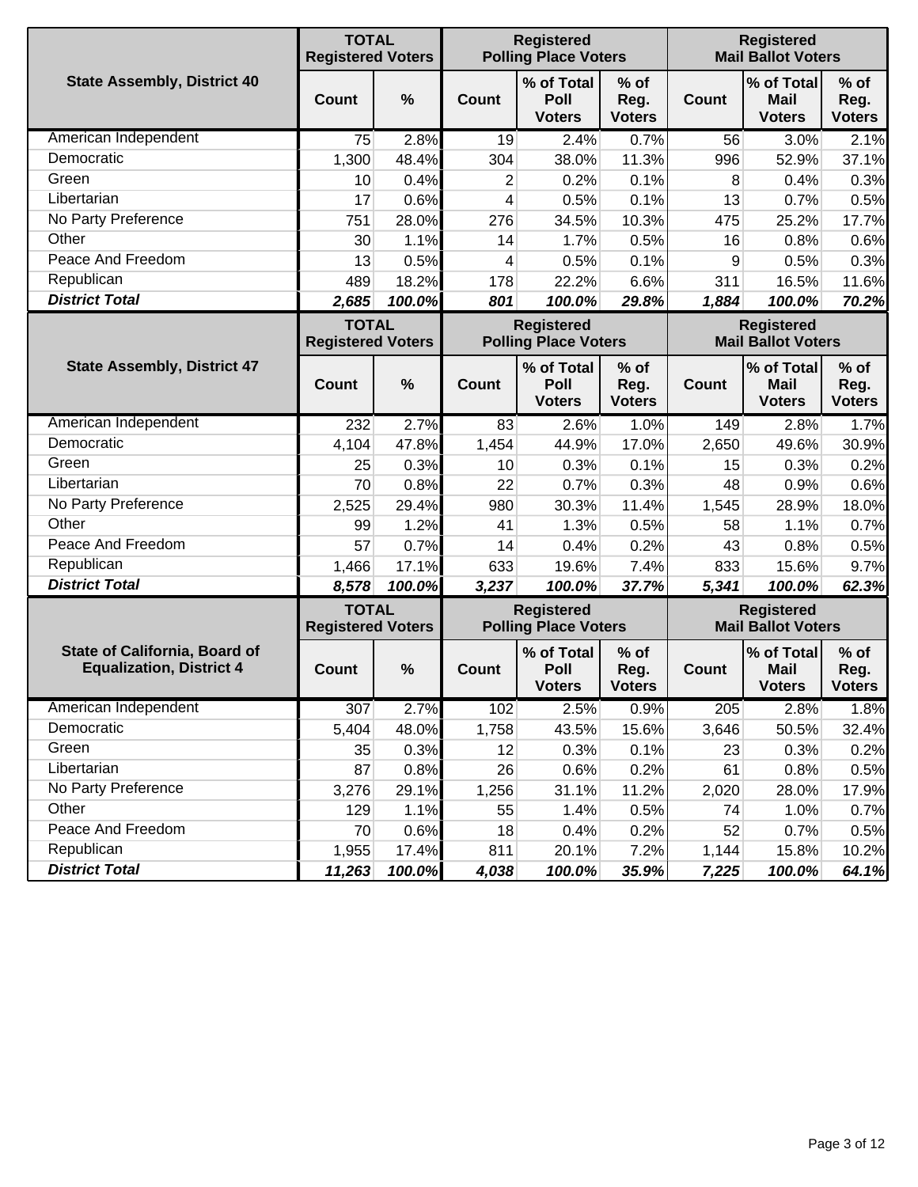| State Assembly, District 40 | TOTAL Registered Voters | | Registered Polling Place Voters | | | Registered Mail Ballot Voters | | |
|---|---|---|---|---|---|---|---|---|
| | Count | % | Count | % of Total Poll Voters | % of Reg. Voters | Count | % of Total Mail Voters | % of Reg. Voters |
| American Independent | 75 | 2.8% | 19 | 2.4% | 0.7% | 56 | 3.0% | 2.1% |
| Democratic | 1,300 | 48.4% | 304 | 38.0% | 11.3% | 996 | 52.9% | 37.1% |
| Green | 10 | 0.4% | 2 | 0.2% | 0.1% | 8 | 0.4% | 0.3% |
| Libertarian | 17 | 0.6% | 4 | 0.5% | 0.1% | 13 | 0.7% | 0.5% |
| No Party Preference | 751 | 28.0% | 276 | 34.5% | 10.3% | 475 | 25.2% | 17.7% |
| Other | 30 | 1.1% | 14 | 1.7% | 0.5% | 16 | 0.8% | 0.6% |
| Peace And Freedom | 13 | 0.5% | 4 | 0.5% | 0.1% | 9 | 0.5% | 0.3% |
| Republican | 489 | 18.2% | 178 | 22.2% | 6.6% | 311 | 16.5% | 11.6% |
| ***District Total*** | ***2,685*** | ***100.0%*** | ***801*** | ***100.0%*** | ***29.8%*** | ***1,884*** | ***100.0%*** | ***70.2%*** |

| State Assembly, District 47 | TOTAL Registered Voters | | Registered Polling Place Voters | | | Registered Mail Ballot Voters | | |
|---|---|---|---|---|---|---|---|---|
| | Count | % | Count | % of Total Poll Voters | % of Reg. Voters | Count | % of Total Mail Voters | % of Reg. Voters |
| American Independent | 232 | 2.7% | 83 | 2.6% | 1.0% | 149 | 2.8% | 1.7% |
| Democratic | 4,104 | 47.8% | 1,454 | 44.9% | 17.0% | 2,650 | 49.6% | 30.9% |
| Green | 25 | 0.3% | 10 | 0.3% | 0.1% | 15 | 0.3% | 0.2% |
| Libertarian | 70 | 0.8% | 22 | 0.7% | 0.3% | 48 | 0.9% | 0.6% |
| No Party Preference | 2,525 | 29.4% | 980 | 30.3% | 11.4% | 1,545 | 28.9% | 18.0% |
| Other | 99 | 1.2% | 41 | 1.3% | 0.5% | 58 | 1.1% | 0.7% |
| Peace And Freedom | 57 | 0.7% | 14 | 0.4% | 0.2% | 43 | 0.8% | 0.5% |
| Republican | 1,466 | 17.1% | 633 | 19.6% | 7.4% | 833 | 15.6% | 9.7% |
| ***District Total*** | ***8,578*** | ***100.0%*** | ***3,237*** | ***100.0%*** | ***37.7%*** | ***5,341*** | ***100.0%*** | ***62.3%*** |

| State of California, Board of Equalization, District 4 | TOTAL Registered Voters | | Registered Polling Place Voters | | | Registered Mail Ballot Voters | | |
|---|---|---|---|---|---|---|---|---|
| | Count | % | Count | % of Total Poll Voters | % of Reg. Voters | Count | % of Total Mail Voters | % of Reg. Voters |
| American Independent | 307 | 2.7% | 102 | 2.5% | 0.9% | 205 | 2.8% | 1.8% |
| Democratic | 5,404 | 48.0% | 1,758 | 43.5% | 15.6% | 3,646 | 50.5% | 32.4% |
| Green | 35 | 0.3% | 12 | 0.3% | 0.1% | 23 | 0.3% | 0.2% |
| Libertarian | 87 | 0.8% | 26 | 0.6% | 0.2% | 61 | 0.8% | 0.5% |
| No Party Preference | 3,276 | 29.1% | 1,256 | 31.1% | 11.2% | 2,020 | 28.0% | 17.9% |
| Other | 129 | 1.1% | 55 | 1.4% | 0.5% | 74 | 1.0% | 0.7% |
| Peace And Freedom | 70 | 0.6% | 18 | 0.4% | 0.2% | 52 | 0.7% | 0.5% |
| Republican | 1,955 | 17.4% | 811 | 20.1% | 7.2% | 1,144 | 15.8% | 10.2% |
| ***District Total*** | ***11,263*** | ***100.0%*** | ***4,038*** | ***100.0%*** | ***35.9%*** | ***7,225*** | ***100.0%*** | ***64.1%*** |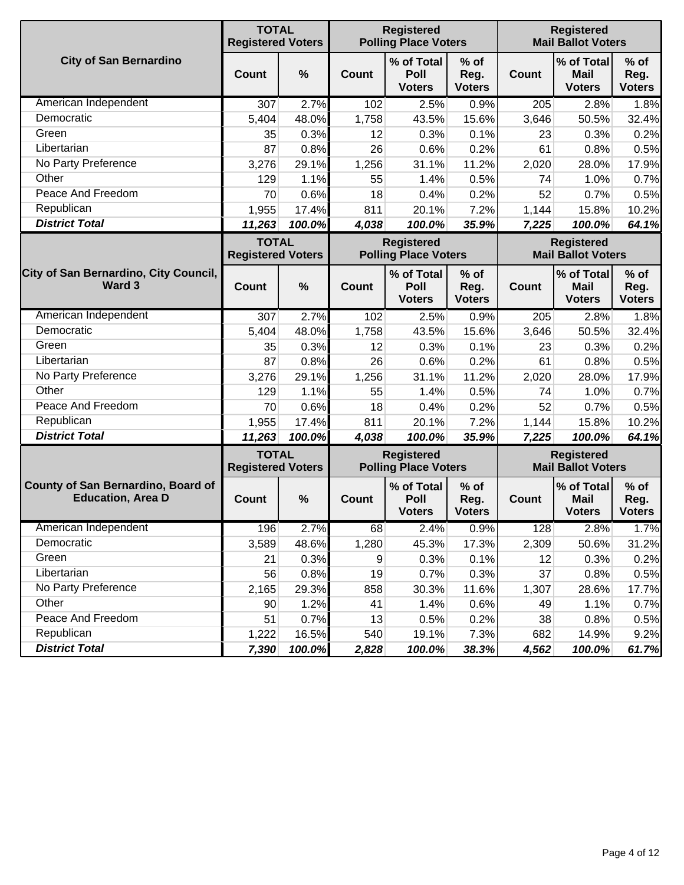| City of San Bernardino | TOTAL Registered Voters | | Registered Polling Place Voters | | | Registered Mail Ballot Voters | | |
|---|---|---|---|---|---|---|---|---|
| | Count | % | Count | % of Total Poll Voters | % of Reg. Voters | Count | % of Total Mail Voters | % of Reg. Voters |
| American Independent | 307 | 2.7% | 102 | 2.5% | 0.9% | 205 | 2.8% | 1.8% |
| Democratic | 5,404 | 48.0% | 1,758 | 43.5% | 15.6% | 3,646 | 50.5% | 32.4% |
| Green | 35 | 0.3% | 12 | 0.3% | 0.1% | 23 | 0.3% | 0.2% |
| Libertarian | 87 | 0.8% | 26 | 0.6% | 0.2% | 61 | 0.8% | 0.5% |
| No Party Preference | 3,276 | 29.1% | 1,256 | 31.1% | 11.2% | 2,020 | 28.0% | 17.9% |
| Other | 129 | 1.1% | 55 | 1.4% | 0.5% | 74 | 1.0% | 0.7% |
| Peace And Freedom | 70 | 0.6% | 18 | 0.4% | 0.2% | 52 | 0.7% | 0.5% |
| Republican | 1,955 | 17.4% | 811 | 20.1% | 7.2% | 1,144 | 15.8% | 10.2% |
| ***District Total*** | ***11,263*** | ***100.0%*** | ***4,038*** | ***100.0%*** | ***35.9%*** | ***7,225*** | ***100.0%*** | ***64.1%*** |

| City of San Bernardino, City Council, Ward 3 | TOTAL Registered Voters | | Registered Polling Place Voters | | | Registered Mail Ballot Voters | | |
|---|---|---|---|---|---|---|---|---|
| | Count | % | Count | % of Total Poll Voters | % of Reg. Voters | Count | % of Total Mail Voters | % of Reg. Voters |
| American Independent | 307 | 2.7% | 102 | 2.5% | 0.9% | 205 | 2.8% | 1.8% |
| Democratic | 5,404 | 48.0% | 1,758 | 43.5% | 15.6% | 3,646 | 50.5% | 32.4% |
| Green | 35 | 0.3% | 12 | 0.3% | 0.1% | 23 | 0.3% | 0.2% |
| Libertarian | 87 | 0.8% | 26 | 0.6% | 0.2% | 61 | 0.8% | 0.5% |
| No Party Preference | 3,276 | 29.1% | 1,256 | 31.1% | 11.2% | 2,020 | 28.0% | 17.9% |
| Other | 129 | 1.1% | 55 | 1.4% | 0.5% | 74 | 1.0% | 0.7% |
| Peace And Freedom | 70 | 0.6% | 18 | 0.4% | 0.2% | 52 | 0.7% | 0.5% |
| Republican | 1,955 | 17.4% | 811 | 20.1% | 7.2% | 1,144 | 15.8% | 10.2% |
| ***District Total*** | ***11,263*** | ***100.0%*** | ***4,038*** | ***100.0%*** | ***35.9%*** | ***7,225*** | ***100.0%*** | ***64.1%*** |

| County of San Bernardino, Board of Education, Area D | TOTAL Registered Voters | | Registered Polling Place Voters | | | Registered Mail Ballot Voters | | |
|---|---|---|---|---|---|---|---|---|
| | Count | % | Count | % of Total Poll Voters | % of Reg. Voters | Count | % of Total Mail Voters | % of Reg. Voters |
| American Independent | 196 | 2.7% | 68 | 2.4% | 0.9% | 128 | 2.8% | 1.7% |
| Democratic | 3,589 | 48.6% | 1,280 | 45.3% | 17.3% | 2,309 | 50.6% | 31.2% |
| Green | 21 | 0.3% | 9 | 0.3% | 0.1% | 12 | 0.3% | 0.2% |
| Libertarian | 56 | 0.8% | 19 | 0.7% | 0.3% | 37 | 0.8% | 0.5% |
| No Party Preference | 2,165 | 29.3% | 858 | 30.3% | 11.6% | 1,307 | 28.6% | 17.7% |
| Other | 90 | 1.2% | 41 | 1.4% | 0.6% | 49 | 1.1% | 0.7% |
| Peace And Freedom | 51 | 0.7% | 13 | 0.5% | 0.2% | 38 | 0.8% | 0.5% |
| Republican | 1,222 | 16.5% | 540 | 19.1% | 7.3% | 682 | 14.9% | 9.2% |
| ***District Total*** | ***7,390*** | ***100.0%*** | ***2,828*** | ***100.0%*** | ***38.3%*** | ***4,562*** | ***100.0%*** | ***61.7%*** |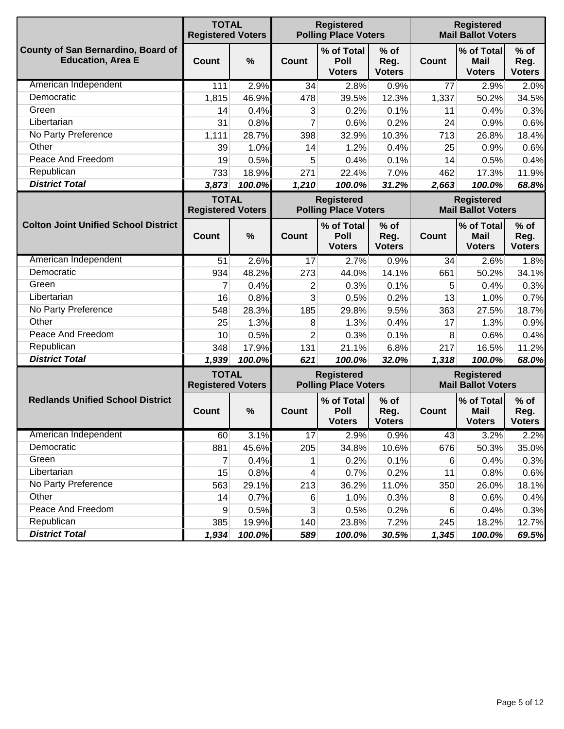| County of San Bernardino, Board of Education, Area E | TOTAL Registered Voters | | Registered Polling Place Voters | | | Registered Mail Ballot Voters | | |
|---|---|---|---|---|---|---|---|---|
| | Count | % | Count | % of Total Poll Voters | % of Reg. Voters | Count | % of Total Mail Voters | % of Reg. Voters |
| American Independent | 111 | 2.9% | 34 | 2.8% | 0.9% | 77 | 2.9% | 2.0% |
| Democratic | 1,815 | 46.9% | 478 | 39.5% | 12.3% | 1,337 | 50.2% | 34.5% |
| Green | 14 | 0.4% | 3 | 0.2% | 0.1% | 11 | 0.4% | 0.3% |
| Libertarian | 31 | 0.8% | 7 | 0.6% | 0.2% | 24 | 0.9% | 0.6% |
| No Party Preference | 1,111 | 28.7% | 398 | 32.9% | 10.3% | 713 | 26.8% | 18.4% |
| Other | 39 | 1.0% | 14 | 1.2% | 0.4% | 25 | 0.9% | 0.6% |
| Peace And Freedom | 19 | 0.5% | 5 | 0.4% | 0.1% | 14 | 0.5% | 0.4% |
| Republican | 733 | 18.9% | 271 | 22.4% | 7.0% | 462 | 17.3% | 11.9% |
| ***District Total*** | ***3,873*** | ***100.0%*** | ***1,210*** | ***100.0%*** | ***31.2%*** | ***2,663*** | ***100.0%*** | ***68.8%*** |

| Colton Joint Unified School District | TOTAL Registered Voters | | Registered Polling Place Voters | | | Registered Mail Ballot Voters | | |
|---|---|---|---|---|---|---|---|---|
| | Count | % | Count | % of Total Poll Voters | % of Reg. Voters | Count | % of Total Mail Voters | % of Reg. Voters |
| American Independent | 51 | 2.6% | 17 | 2.7% | 0.9% | 34 | 2.6% | 1.8% |
| Democratic | 934 | 48.2% | 273 | 44.0% | 14.1% | 661 | 50.2% | 34.1% |
| Green | 7 | 0.4% | 2 | 0.3% | 0.1% | 5 | 0.4% | 0.3% |
| Libertarian | 16 | 0.8% | 3 | 0.5% | 0.2% | 13 | 1.0% | 0.7% |
| No Party Preference | 548 | 28.3% | 185 | 29.8% | 9.5% | 363 | 27.5% | 18.7% |
| Other | 25 | 1.3% | 8 | 1.3% | 0.4% | 17 | 1.3% | 0.9% |
| Peace And Freedom | 10 | 0.5% | 2 | 0.3% | 0.1% | 8 | 0.6% | 0.4% |
| Republican | 348 | 17.9% | 131 | 21.1% | 6.8% | 217 | 16.5% | 11.2% |
| ***District Total*** | ***1,939*** | ***100.0%*** | ***621*** | ***100.0%*** | ***32.0%*** | ***1,318*** | ***100.0%*** | ***68.0%*** |

| Redlands Unified School District | TOTAL Registered Voters | | Registered Polling Place Voters | | | Registered Mail Ballot Voters | | |
|---|---|---|---|---|---|---|---|---|
| | Count | % | Count | % of Total Poll Voters | % of Reg. Voters | Count | % of Total Mail Voters | % of Reg. Voters |
| American Independent | 60 | 3.1% | 17 | 2.9% | 0.9% | 43 | 3.2% | 2.2% |
| Democratic | 881 | 45.6% | 205 | 34.8% | 10.6% | 676 | 50.3% | 35.0% |
| Green | 7 | 0.4% | 1 | 0.2% | 0.1% | 6 | 0.4% | 0.3% |
| Libertarian | 15 | 0.8% | 4 | 0.7% | 0.2% | 11 | 0.8% | 0.6% |
| No Party Preference | 563 | 29.1% | 213 | 36.2% | 11.0% | 350 | 26.0% | 18.1% |
| Other | 14 | 0.7% | 6 | 1.0% | 0.3% | 8 | 0.6% | 0.4% |
| Peace And Freedom | 9 | 0.5% | 3 | 0.5% | 0.2% | 6 | 0.4% | 0.3% |
| Republican | 385 | 19.9% | 140 | 23.8% | 7.2% | 245 | 18.2% | 12.7% |
| ***District Total*** | ***1,934*** | ***100.0%*** | ***589*** | ***100.0%*** | ***30.5%*** | ***1,345*** | ***100.0%*** | ***69.5%*** |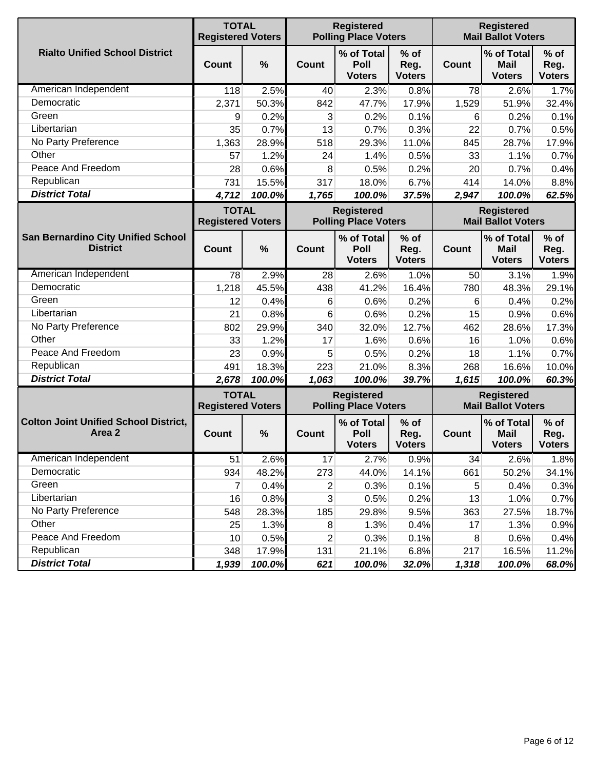| Rialto Unified School District | TOTAL Registered Voters | | Registered Polling Place Voters | | | Registered Mail Ballot Voters | | |
|---|---|---|---|---|---|---|---|---|
| | Count | % | Count | % of Total Poll Voters | % of Reg. Voters | Count | % of Total Mail Voters | % of Reg. Voters |
| American Independent | 118 | 2.5% | 40 | 2.3% | 0.8% | 78 | 2.6% | 1.7% |
| Democratic | 2,371 | 50.3% | 842 | 47.7% | 17.9% | 1,529 | 51.9% | 32.4% |
| Green | 9 | 0.2% | 3 | 0.2% | 0.1% | 6 | 0.2% | 0.1% |
| Libertarian | 35 | 0.7% | 13 | 0.7% | 0.3% | 22 | 0.7% | 0.5% |
| No Party Preference | 1,363 | 28.9% | 518 | 29.3% | 11.0% | 845 | 28.7% | 17.9% |
| Other | 57 | 1.2% | 24 | 1.4% | 0.5% | 33 | 1.1% | 0.7% |
| Peace And Freedom | 28 | 0.6% | 8 | 0.5% | 0.2% | 20 | 0.7% | 0.4% |
| Republican | 731 | 15.5% | 317 | 18.0% | 6.7% | 414 | 14.0% | 8.8% |
| ***District Total*** | ***4,712*** | ***100.0%*** | ***1,765*** | ***100.0%*** | ***37.5%*** | ***2,947*** | ***100.0%*** | ***62.5%*** |

| San Bernardino City Unified School District | TOTAL Registered Voters | | Registered Polling Place Voters | | | Registered Mail Ballot Voters | | |
|---|---|---|---|---|---|---|---|---|
| | Count | % | Count | % of Total Poll Voters | % of Reg. Voters | Count | % of Total Mail Voters | % of Reg. Voters |
| American Independent | 78 | 2.9% | 28 | 2.6% | 1.0% | 50 | 3.1% | 1.9% |
| Democratic | 1,218 | 45.5% | 438 | 41.2% | 16.4% | 780 | 48.3% | 29.1% |
| Green | 12 | 0.4% | 6 | 0.6% | 0.2% | 6 | 0.4% | 0.2% |
| Libertarian | 21 | 0.8% | 6 | 0.6% | 0.2% | 15 | 0.9% | 0.6% |
| No Party Preference | 802 | 29.9% | 340 | 32.0% | 12.7% | 462 | 28.6% | 17.3% |
| Other | 33 | 1.2% | 17 | 1.6% | 0.6% | 16 | 1.0% | 0.6% |
| Peace And Freedom | 23 | 0.9% | 5 | 0.5% | 0.2% | 18 | 1.1% | 0.7% |
| Republican | 491 | 18.3% | 223 | 21.0% | 8.3% | 268 | 16.6% | 10.0% |
| ***District Total*** | ***2,678*** | ***100.0%*** | ***1,063*** | ***100.0%*** | ***39.7%*** | ***1,615*** | ***100.0%*** | ***60.3%*** |

| Colton Joint Unified School District, Area 2 | TOTAL Registered Voters | | Registered Polling Place Voters | | | Registered Mail Ballot Voters | | |
|---|---|---|---|---|---|---|---|---|
| | Count | % | Count | % of Total Poll Voters | % of Reg. Voters | Count | % of Total Mail Voters | % of Reg. Voters |
| American Independent | 51 | 2.6% | 17 | 2.7% | 0.9% | 34 | 2.6% | 1.8% |
| Democratic | 934 | 48.2% | 273 | 44.0% | 14.1% | 661 | 50.2% | 34.1% |
| Green | 7 | 0.4% | 2 | 0.3% | 0.1% | 5 | 0.4% | 0.3% |
| Libertarian | 16 | 0.8% | 3 | 0.5% | 0.2% | 13 | 1.0% | 0.7% |
| No Party Preference | 548 | 28.3% | 185 | 29.8% | 9.5% | 363 | 27.5% | 18.7% |
| Other | 25 | 1.3% | 8 | 1.3% | 0.4% | 17 | 1.3% | 0.9% |
| Peace And Freedom | 10 | 0.5% | 2 | 0.3% | 0.1% | 8 | 0.6% | 0.4% |
| Republican | 348 | 17.9% | 131 | 21.1% | 6.8% | 217 | 16.5% | 11.2% |
| ***District Total*** | ***1,939*** | ***100.0%*** | ***621*** | ***100.0%*** | ***32.0%*** | ***1,318*** | ***100.0%*** | ***68.0%*** |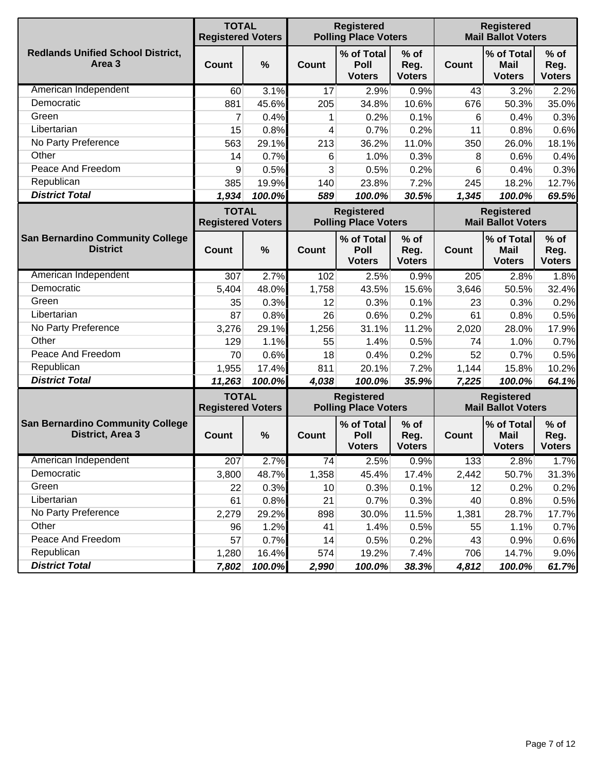| Redlands Unified School District, Area 3 | TOTAL Registered Voters | | Registered Polling Place Voters | | | Registered Mail Ballot Voters | | |
|---|---|---|---|---|---|---|---|---|
| | Count | % | Count | % of Total Poll Voters | % of Reg. Voters | Count | % of Total Mail Voters | % of Reg. Voters |
| American Independent | 60 | 3.1% | 17 | 2.9% | 0.9% | 43 | 3.2% | 2.2% |
| Democratic | 881 | 45.6% | 205 | 34.8% | 10.6% | 676 | 50.3% | 35.0% |
| Green | 7 | 0.4% | 1 | 0.2% | 0.1% | 6 | 0.4% | 0.3% |
| Libertarian | 15 | 0.8% | 4 | 0.7% | 0.2% | 11 | 0.8% | 0.6% |
| No Party Preference | 563 | 29.1% | 213 | 36.2% | 11.0% | 350 | 26.0% | 18.1% |
| Other | 14 | 0.7% | 6 | 1.0% | 0.3% | 8 | 0.6% | 0.4% |
| Peace And Freedom | 9 | 0.5% | 3 | 0.5% | 0.2% | 6 | 0.4% | 0.3% |
| Republican | 385 | 19.9% | 140 | 23.8% | 7.2% | 245 | 18.2% | 12.7% |
| ***District Total*** | ***1,934*** | ***100.0%*** | ***589*** | ***100.0%*** | ***30.5%*** | ***1,345*** | ***100.0%*** | ***69.5%*** |

| San Bernardino Community College District | TOTAL Registered Voters | | Registered Polling Place Voters | | | Registered Mail Ballot Voters | | |
|---|---|---|---|---|---|---|---|---|
| | Count | % | Count | % of Total Poll Voters | % of Reg. Voters | Count | % of Total Mail Voters | % of Reg. Voters |
| American Independent | 307 | 2.7% | 102 | 2.5% | 0.9% | 205 | 2.8% | 1.8% |
| Democratic | 5,404 | 48.0% | 1,758 | 43.5% | 15.6% | 3,646 | 50.5% | 32.4% |
| Green | 35 | 0.3% | 12 | 0.3% | 0.1% | 23 | 0.3% | 0.2% |
| Libertarian | 87 | 0.8% | 26 | 0.6% | 0.2% | 61 | 0.8% | 0.5% |
| No Party Preference | 3,276 | 29.1% | 1,256 | 31.1% | 11.2% | 2,020 | 28.0% | 17.9% |
| Other | 129 | 1.1% | 55 | 1.4% | 0.5% | 74 | 1.0% | 0.7% |
| Peace And Freedom | 70 | 0.6% | 18 | 0.4% | 0.2% | 52 | 0.7% | 0.5% |
| Republican | 1,955 | 17.4% | 811 | 20.1% | 7.2% | 1,144 | 15.8% | 10.2% |
| ***District Total*** | ***11,263*** | ***100.0%*** | ***4,038*** | ***100.0%*** | ***35.9%*** | ***7,225*** | ***100.0%*** | ***64.1%*** |

| San Bernardino Community College District, Area 3 | TOTAL Registered Voters | | Registered Polling Place Voters | | | Registered Mail Ballot Voters | | |
|---|---|---|---|---|---|---|---|---|
| | Count | % | Count | % of Total Poll Voters | % of Reg. Voters | Count | % of Total Mail Voters | % of Reg. Voters |
| American Independent | 207 | 2.7% | 74 | 2.5% | 0.9% | 133 | 2.8% | 1.7% |
| Democratic | 3,800 | 48.7% | 1,358 | 45.4% | 17.4% | 2,442 | 50.7% | 31.3% |
| Green | 22 | 0.3% | 10 | 0.3% | 0.1% | 12 | 0.2% | 0.2% |
| Libertarian | 61 | 0.8% | 21 | 0.7% | 0.3% | 40 | 0.8% | 0.5% |
| No Party Preference | 2,279 | 29.2% | 898 | 30.0% | 11.5% | 1,381 | 28.7% | 17.7% |
| Other | 96 | 1.2% | 41 | 1.4% | 0.5% | 55 | 1.1% | 0.7% |
| Peace And Freedom | 57 | 0.7% | 14 | 0.5% | 0.2% | 43 | 0.9% | 0.6% |
| Republican | 1,280 | 16.4% | 574 | 19.2% | 7.4% | 706 | 14.7% | 9.0% |
| ***District Total*** | ***7,802*** | ***100.0%*** | ***2,990*** | ***100.0%*** | ***38.3%*** | ***4,812*** | ***100.0%*** | ***61.7%*** |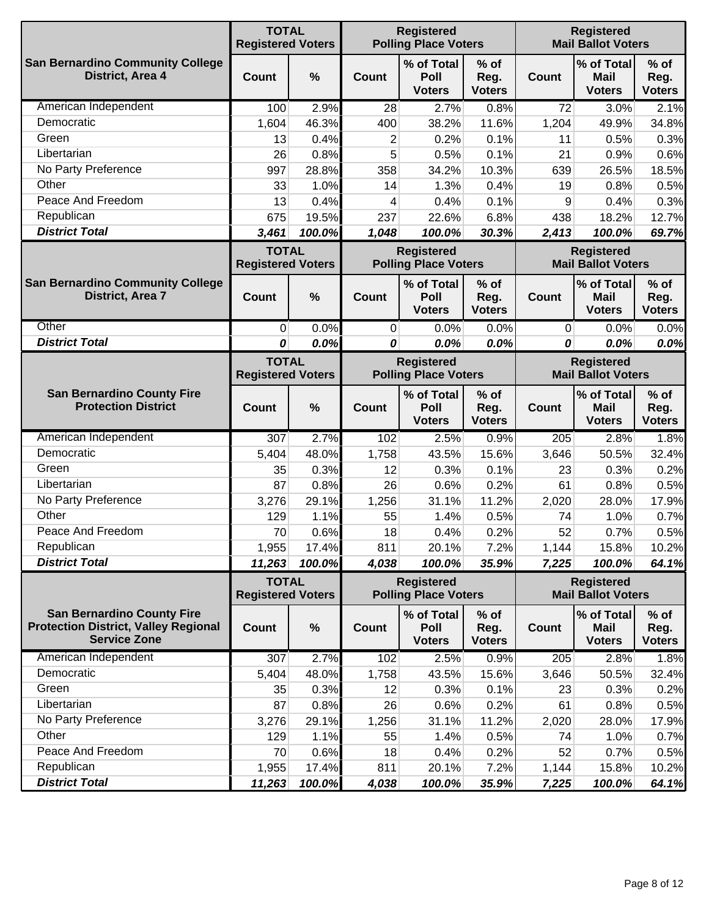| San Bernardino Community College District, Area 4 | TOTAL Registered Voters | | Registered Polling Place Voters | | | Registered Mail Ballot Voters | | |
|---|---|---|---|---|---|---|---|---|
| | Count | % | Count | % of Total Poll Voters | % of Reg. Voters | Count | % of Total Mail Voters | % of Reg. Voters |
| American Independent | 100 | 2.9% | 28 | 2.7% | 0.8% | 72 | 3.0% | 2.1% |
| Democratic | 1,604 | 46.3% | 400 | 38.2% | 11.6% | 1,204 | 49.9% | 34.8% |
| Green | 13 | 0.4% | 2 | 0.2% | 0.1% | 11 | 0.5% | 0.3% |
| Libertarian | 26 | 0.8% | 5 | 0.5% | 0.1% | 21 | 0.9% | 0.6% |
| No Party Preference | 997 | 28.8% | 358 | 34.2% | 10.3% | 639 | 26.5% | 18.5% |
| Other | 33 | 1.0% | 14 | 1.3% | 0.4% | 19 | 0.8% | 0.5% |
| Peace And Freedom | 13 | 0.4% | 4 | 0.4% | 0.1% | 9 | 0.4% | 0.3% |
| Republican | 675 | 19.5% | 237 | 22.6% | 6.8% | 438 | 18.2% | 12.7% |
| ***District Total*** | ***3,461*** | ***100.0%*** | ***1,048*** | ***100.0%*** | ***30.3%*** | ***2,413*** | ***100.0%*** | ***69.7%*** |

| San Bernardino Community College District, Area 7 | TOTAL Registered Voters | | Registered Polling Place Voters | | | Registered Mail Ballot Voters | | |
|---|---|---|---|---|---|---|---|---|
| | Count | % | Count | % of Total Poll Voters | % of Reg. Voters | Count | % of Total Mail Voters | % of Reg. Voters |
| Other | 0 | 0.0% | 0 | 0.0% | 0.0% | 0 | 0.0% | 0.0% |
| ***District Total*** | ***0*** | ***0.0%*** | ***0*** | ***0.0%*** | ***0.0%*** | ***0*** | ***0.0%*** | ***0.0%*** |

| San Bernardino County Fire Protection District | TOTAL Registered Voters | | Registered Polling Place Voters | | | Registered Mail Ballot Voters | | |
|---|---|---|---|---|---|---|---|---|
| | Count | % | Count | % of Total Poll Voters | % of Reg. Voters | Count | % of Total Mail Voters | % of Reg. Voters |
| American Independent | 307 | 2.7% | 102 | 2.5% | 0.9% | 205 | 2.8% | 1.8% |
| Democratic | 5,404 | 48.0% | 1,758 | 43.5% | 15.6% | 3,646 | 50.5% | 32.4% |
| Green | 35 | 0.3% | 12 | 0.3% | 0.1% | 23 | 0.3% | 0.2% |
| Libertarian | 87 | 0.8% | 26 | 0.6% | 0.2% | 61 | 0.8% | 0.5% |
| No Party Preference | 3,276 | 29.1% | 1,256 | 31.1% | 11.2% | 2,020 | 28.0% | 17.9% |
| Other | 129 | 1.1% | 55 | 1.4% | 0.5% | 74 | 1.0% | 0.7% |
| Peace And Freedom | 70 | 0.6% | 18 | 0.4% | 0.2% | 52 | 0.7% | 0.5% |
| Republican | 1,955 | 17.4% | 811 | 20.1% | 7.2% | 1,144 | 15.8% | 10.2% |
| ***District Total*** | ***11,263*** | ***100.0%*** | ***4,038*** | ***100.0%*** | ***35.9%*** | ***7,225*** | ***100.0%*** | ***64.1%*** |

| San Bernardino County Fire Protection District, Valley Regional Service Zone | TOTAL Registered Voters | | Registered Polling Place Voters | | | Registered Mail Ballot Voters | | |
|---|---|---|---|---|---|---|---|---|
| | Count | % | Count | % of Total Poll Voters | % of Reg. Voters | Count | % of Total Mail Voters | % of Reg. Voters |
| American Independent | 307 | 2.7% | 102 | 2.5% | 0.9% | 205 | 2.8% | 1.8% |
| Democratic | 5,404 | 48.0% | 1,758 | 43.5% | 15.6% | 3,646 | 50.5% | 32.4% |
| Green | 35 | 0.3% | 12 | 0.3% | 0.1% | 23 | 0.3% | 0.2% |
| Libertarian | 87 | 0.8% | 26 | 0.6% | 0.2% | 61 | 0.8% | 0.5% |
| No Party Preference | 3,276 | 29.1% | 1,256 | 31.1% | 11.2% | 2,020 | 28.0% | 17.9% |
| Other | 129 | 1.1% | 55 | 1.4% | 0.5% | 74 | 1.0% | 0.7% |
| Peace And Freedom | 70 | 0.6% | 18 | 0.4% | 0.2% | 52 | 0.7% | 0.5% |
| Republican | 1,955 | 17.4% | 811 | 20.1% | 7.2% | 1,144 | 15.8% | 10.2% |
| ***District Total*** | ***11,263*** | ***100.0%*** | ***4,038*** | ***100.0%*** | ***35.9%*** | ***7,225*** | ***100.0%*** | ***64.1%*** |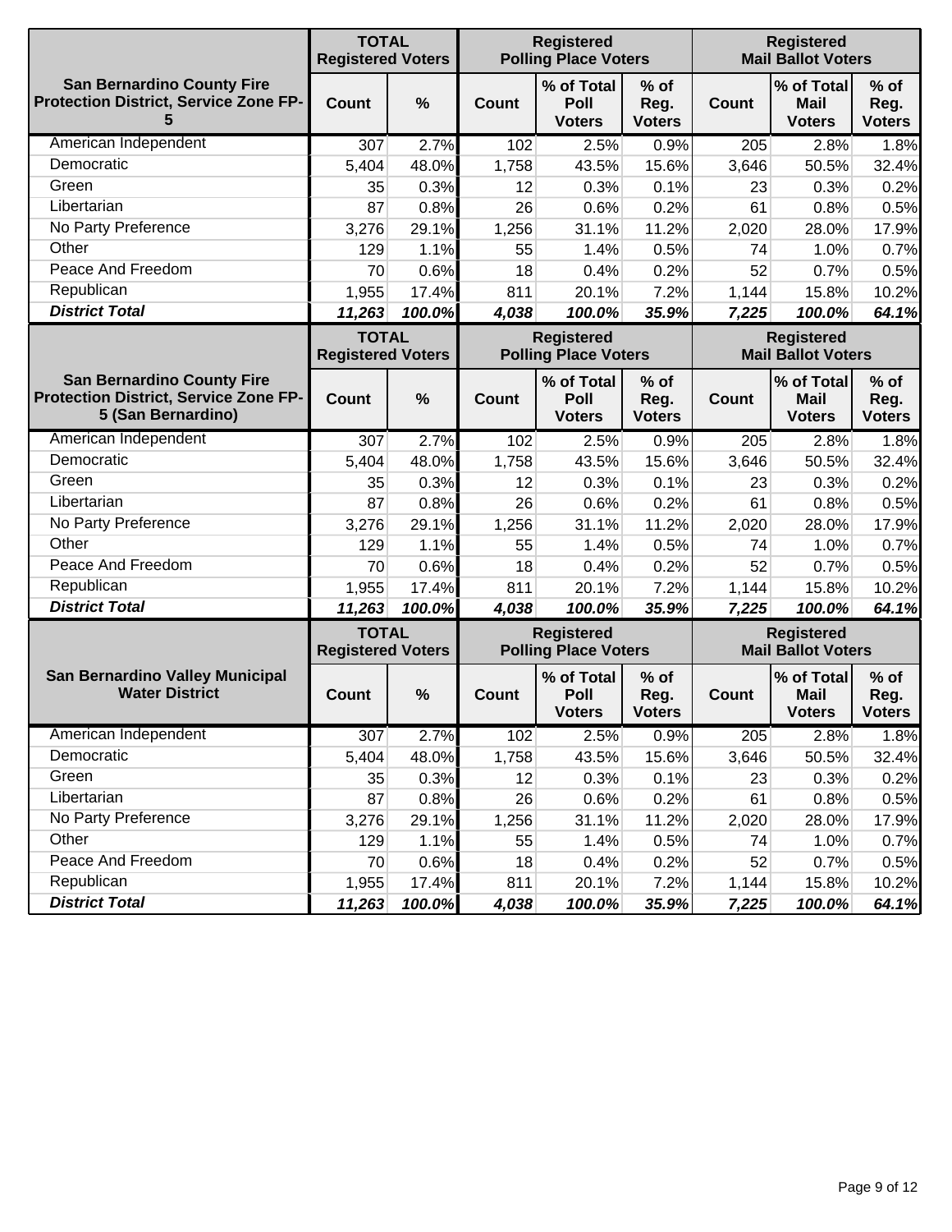| San Bernardino County Fire Protection District, Service Zone FP-5 | TOTAL Registered Voters | | Registered Polling Place Voters | | | Registered Mail Ballot Voters | | |
|---|---|---|---|---|---|---|---|---|
| | Count | % | Count | % of Total Poll Voters | % of Reg. Voters | Count | % of Total Mail Voters | % of Reg. Voters |
| American Independent | 307 | 2.7% | 102 | 2.5% | 0.9% | 205 | 2.8% | 1.8% |
| Democratic | 5,404 | 48.0% | 1,758 | 43.5% | 15.6% | 3,646 | 50.5% | 32.4% |
| Green | 35 | 0.3% | 12 | 0.3% | 0.1% | 23 | 0.3% | 0.2% |
| Libertarian | 87 | 0.8% | 26 | 0.6% | 0.2% | 61 | 0.8% | 0.5% |
| No Party Preference | 3,276 | 29.1% | 1,256 | 31.1% | 11.2% | 2,020 | 28.0% | 17.9% |
| Other | 129 | 1.1% | 55 | 1.4% | 0.5% | 74 | 1.0% | 0.7% |
| Peace And Freedom | 70 | 0.6% | 18 | 0.4% | 0.2% | 52 | 0.7% | 0.5% |
| Republican | 1,955 | 17.4% | 811 | 20.1% | 7.2% | 1,144 | 15.8% | 10.2% |
| ***District Total*** | ***11,263*** | ***100.0%*** | ***4,038*** | ***100.0%*** | ***35.9%*** | ***7,225*** | ***100.0%*** | ***64.1%*** |

| San Bernardino County Fire Protection District, Service Zone FP-5 (San Bernardino) | TOTAL Registered Voters | | Registered Polling Place Voters | | | Registered Mail Ballot Voters | | |
|---|---|---|---|---|---|---|---|---|
| | Count | % | Count | % of Total Poll Voters | % of Reg. Voters | Count | % of Total Mail Voters | % of Reg. Voters |
| American Independent | 307 | 2.7% | 102 | 2.5% | 0.9% | 205 | 2.8% | 1.8% |
| Democratic | 5,404 | 48.0% | 1,758 | 43.5% | 15.6% | 3,646 | 50.5% | 32.4% |
| Green | 35 | 0.3% | 12 | 0.3% | 0.1% | 23 | 0.3% | 0.2% |
| Libertarian | 87 | 0.8% | 26 | 0.6% | 0.2% | 61 | 0.8% | 0.5% |
| No Party Preference | 3,276 | 29.1% | 1,256 | 31.1% | 11.2% | 2,020 | 28.0% | 17.9% |
| Other | 129 | 1.1% | 55 | 1.4% | 0.5% | 74 | 1.0% | 0.7% |
| Peace And Freedom | 70 | 0.6% | 18 | 0.4% | 0.2% | 52 | 0.7% | 0.5% |
| Republican | 1,955 | 17.4% | 811 | 20.1% | 7.2% | 1,144 | 15.8% | 10.2% |
| ***District Total*** | ***11,263*** | ***100.0%*** | ***4,038*** | ***100.0%*** | ***35.9%*** | ***7,225*** | ***100.0%*** | ***64.1%*** |

| San Bernardino Valley Municipal Water District | TOTAL Registered Voters | | Registered Polling Place Voters | | | Registered Mail Ballot Voters | | |
|---|---|---|---|---|---|---|---|---|
| | Count | % | Count | % of Total Poll Voters | % of Reg. Voters | Count | % of Total Mail Voters | % of Reg. Voters |
| American Independent | 307 | 2.7% | 102 | 2.5% | 0.9% | 205 | 2.8% | 1.8% |
| Democratic | 5,404 | 48.0% | 1,758 | 43.5% | 15.6% | 3,646 | 50.5% | 32.4% |
| Green | 35 | 0.3% | 12 | 0.3% | 0.1% | 23 | 0.3% | 0.2% |
| Libertarian | 87 | 0.8% | 26 | 0.6% | 0.2% | 61 | 0.8% | 0.5% |
| No Party Preference | 3,276 | 29.1% | 1,256 | 31.1% | 11.2% | 2,020 | 28.0% | 17.9% |
| Other | 129 | 1.1% | 55 | 1.4% | 0.5% | 74 | 1.0% | 0.7% |
| Peace And Freedom | 70 | 0.6% | 18 | 0.4% | 0.2% | 52 | 0.7% | 0.5% |
| Republican | 1,955 | 17.4% | 811 | 20.1% | 7.2% | 1,144 | 15.8% | 10.2% |
| ***District Total*** | ***11,263*** | ***100.0%*** | ***4,038*** | ***100.0%*** | ***35.9%*** | ***7,225*** | ***100.0%*** | ***64.1%*** |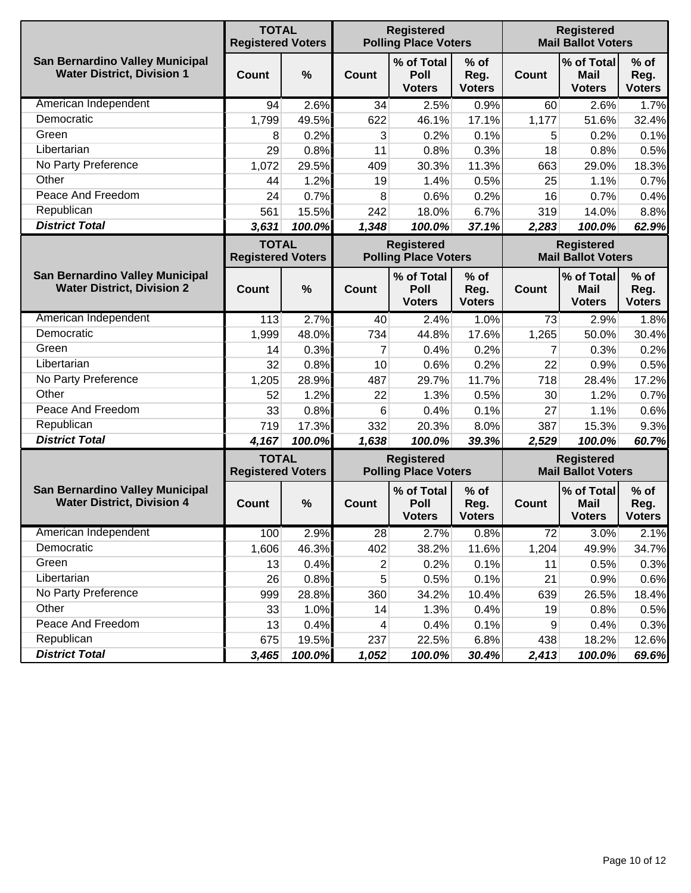| San Bernardino Valley Municipal Water District, Division 1 | TOTAL Registered Voters | | Registered Polling Place Voters | | | Registered Mail Ballot Voters | | |
|---|---|---|---|---|---|---|---|---|
| | Count | % | Count | % of Total Poll Voters | % of Reg. Voters | Count | % of Total Mail Voters | % of Reg. Voters |
| American Independent | 94 | 2.6% | 34 | 2.5% | 0.9% | 60 | 2.6% | 1.7% |
| Democratic | 1,799 | 49.5% | 622 | 46.1% | 17.1% | 1,177 | 51.6% | 32.4% |
| Green | 8 | 0.2% | 3 | 0.2% | 0.1% | 5 | 0.2% | 0.1% |
| Libertarian | 29 | 0.8% | 11 | 0.8% | 0.3% | 18 | 0.8% | 0.5% |
| No Party Preference | 1,072 | 29.5% | 409 | 30.3% | 11.3% | 663 | 29.0% | 18.3% |
| Other | 44 | 1.2% | 19 | 1.4% | 0.5% | 25 | 1.1% | 0.7% |
| Peace And Freedom | 24 | 0.7% | 8 | 0.6% | 0.2% | 16 | 0.7% | 0.4% |
| Republican | 561 | 15.5% | 242 | 18.0% | 6.7% | 319 | 14.0% | 8.8% |
| ***District Total*** | ***3,631*** | ***100.0%*** | ***1,348*** | ***100.0%*** | ***37.1%*** | ***2,283*** | ***100.0%*** | ***62.9%*** |

| San Bernardino Valley Municipal Water District, Division 2 | TOTAL Registered Voters | | Registered Polling Place Voters | | | Registered Mail Ballot Voters | | |
|---|---|---|---|---|---|---|---|---|
| | Count | % | Count | % of Total Poll Voters | % of Reg. Voters | Count | % of Total Mail Voters | % of Reg. Voters |
| American Independent | 113 | 2.7% | 40 | 2.4% | 1.0% | 73 | 2.9% | 1.8% |
| Democratic | 1,999 | 48.0% | 734 | 44.8% | 17.6% | 1,265 | 50.0% | 30.4% |
| Green | 14 | 0.3% | 7 | 0.4% | 0.2% | 7 | 0.3% | 0.2% |
| Libertarian | 32 | 0.8% | 10 | 0.6% | 0.2% | 22 | 0.9% | 0.5% |
| No Party Preference | 1,205 | 28.9% | 487 | 29.7% | 11.7% | 718 | 28.4% | 17.2% |
| Other | 52 | 1.2% | 22 | 1.3% | 0.5% | 30 | 1.2% | 0.7% |
| Peace And Freedom | 33 | 0.8% | 6 | 0.4% | 0.1% | 27 | 1.1% | 0.6% |
| Republican | 719 | 17.3% | 332 | 20.3% | 8.0% | 387 | 15.3% | 9.3% |
| ***District Total*** | ***4,167*** | ***100.0%*** | ***1,638*** | ***100.0%*** | ***39.3%*** | ***2,529*** | ***100.0%*** | ***60.7%*** |

| San Bernardino Valley Municipal Water District, Division 4 | TOTAL Registered Voters | | Registered Polling Place Voters | | | Registered Mail Ballot Voters | | |
|---|---|---|---|---|---|---|---|---|
| | Count | % | Count | % of Total Poll Voters | % of Reg. Voters | Count | % of Total Mail Voters | % of Reg. Voters |
| American Independent | 100 | 2.9% | 28 | 2.7% | 0.8% | 72 | 3.0% | 2.1% |
| Democratic | 1,606 | 46.3% | 402 | 38.2% | 11.6% | 1,204 | 49.9% | 34.7% |
| Green | 13 | 0.4% | 2 | 0.2% | 0.1% | 11 | 0.5% | 0.3% |
| Libertarian | 26 | 0.8% | 5 | 0.5% | 0.1% | 21 | 0.9% | 0.6% |
| No Party Preference | 999 | 28.8% | 360 | 34.2% | 10.4% | 639 | 26.5% | 18.4% |
| Other | 33 | 1.0% | 14 | 1.3% | 0.4% | 19 | 0.8% | 0.5% |
| Peace And Freedom | 13 | 0.4% | 4 | 0.4% | 0.1% | 9 | 0.4% | 0.3% |
| Republican | 675 | 19.5% | 237 | 22.5% | 6.8% | 438 | 18.2% | 12.6% |
| ***District Total*** | ***3,465*** | ***100.0%*** | ***1,052*** | ***100.0%*** | ***30.4%*** | ***2,413*** | ***100.0%*** | ***69.6%*** |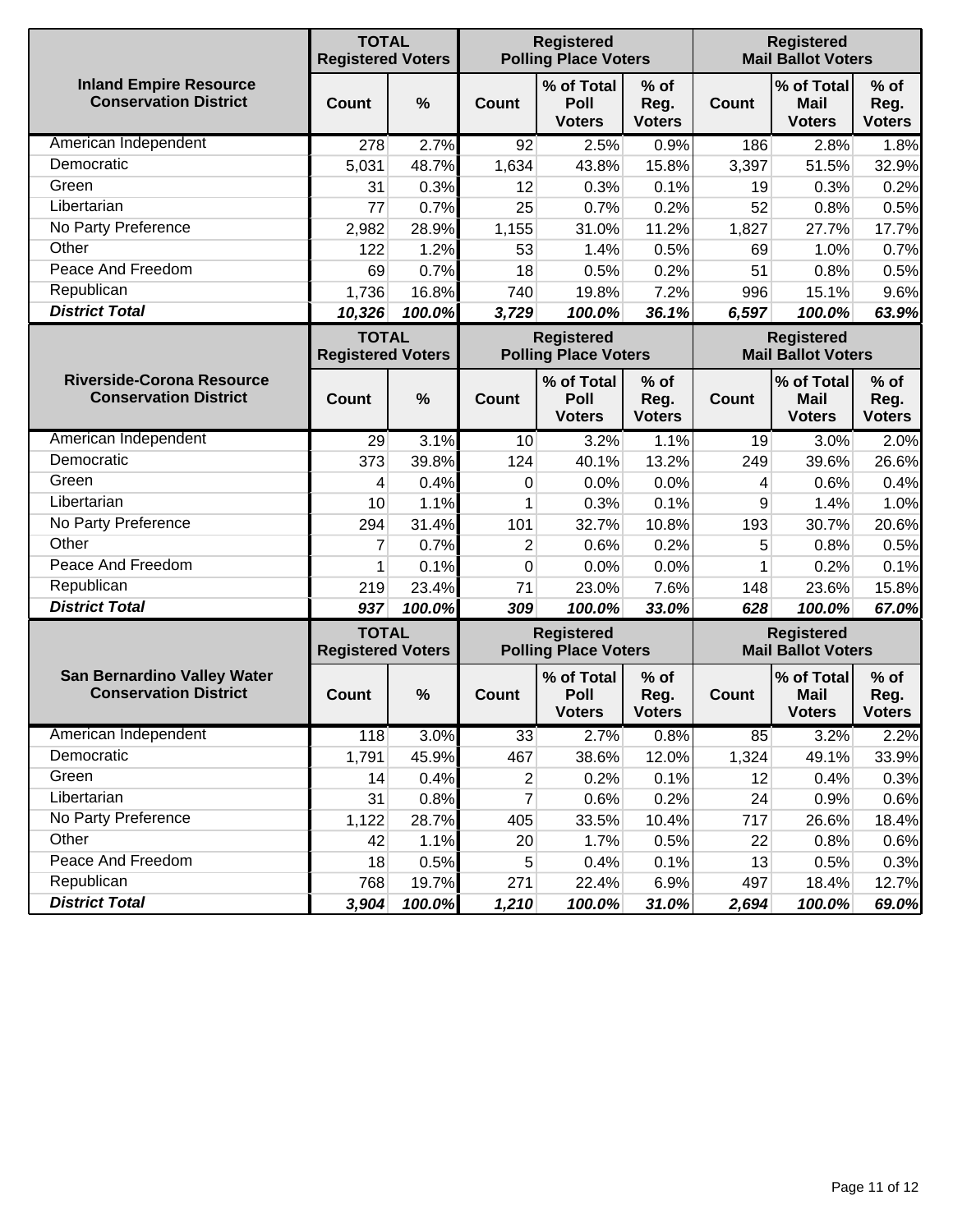| Inland Empire Resource Conservation District | TOTAL Registered Voters | | Registered Polling Place Voters | | | Registered Mail Ballot Voters | | |
|---|---|---|---|---|---|---|---|---|
| | Count | % | Count | % of Total Poll Voters | % of Reg. Voters | Count | % of Total Mail Voters | % of Reg. Voters |
| American Independent | 278 | 2.7% | 92 | 2.5% | 0.9% | 186 | 2.8% | 1.8% |
| Democratic | 5,031 | 48.7% | 1,634 | 43.8% | 15.8% | 3,397 | 51.5% | 32.9% |
| Green | 31 | 0.3% | 12 | 0.3% | 0.1% | 19 | 0.3% | 0.2% |
| Libertarian | 77 | 0.7% | 25 | 0.7% | 0.2% | 52 | 0.8% | 0.5% |
| No Party Preference | 2,982 | 28.9% | 1,155 | 31.0% | 11.2% | 1,827 | 27.7% | 17.7% |
| Other | 122 | 1.2% | 53 | 1.4% | 0.5% | 69 | 1.0% | 0.7% |
| Peace And Freedom | 69 | 0.7% | 18 | 0.5% | 0.2% | 51 | 0.8% | 0.5% |
| Republican | 1,736 | 16.8% | 740 | 19.8% | 7.2% | 996 | 15.1% | 9.6% |
| ***District Total*** | ***10,326*** | ***100.0%*** | ***3,729*** | ***100.0%*** | ***36.1%*** | ***6,597*** | ***100.0%*** | ***63.9%*** |

| Riverside-Corona Resource Conservation District | TOTAL Registered Voters | | Registered Polling Place Voters | | | Registered Mail Ballot Voters | | |
|---|---|---|---|---|---|---|---|---|
| | Count | % | Count | % of Total Poll Voters | % of Reg. Voters | Count | % of Total Mail Voters | % of Reg. Voters |
| American Independent | 29 | 3.1% | 10 | 3.2% | 1.1% | 19 | 3.0% | 2.0% |
| Democratic | 373 | 39.8% | 124 | 40.1% | 13.2% | 249 | 39.6% | 26.6% |
| Green | 4 | 0.4% | 0 | 0.0% | 0.0% | 4 | 0.6% | 0.4% |
| Libertarian | 10 | 1.1% | 1 | 0.3% | 0.1% | 9 | 1.4% | 1.0% |
| No Party Preference | 294 | 31.4% | 101 | 32.7% | 10.8% | 193 | 30.7% | 20.6% |
| Other | 7 | 0.7% | 2 | 0.6% | 0.2% | 5 | 0.8% | 0.5% |
| Peace And Freedom | 1 | 0.1% | 0 | 0.0% | 0.0% | 1 | 0.2% | 0.1% |
| Republican | 219 | 23.4% | 71 | 23.0% | 7.6% | 148 | 23.6% | 15.8% |
| ***District Total*** | ***937*** | ***100.0%*** | ***309*** | ***100.0%*** | ***33.0%*** | ***628*** | ***100.0%*** | ***67.0%*** |

| San Bernardino Valley Water Conservation District | TOTAL Registered Voters | | Registered Polling Place Voters | | | Registered Mail Ballot Voters | | |
|---|---|---|---|---|---|---|---|---|
| | Count | % | Count | % of Total Poll Voters | % of Reg. Voters | Count | % of Total Mail Voters | % of Reg. Voters |
| American Independent | 118 | 3.0% | 33 | 2.7% | 0.8% | 85 | 3.2% | 2.2% |
| Democratic | 1,791 | 45.9% | 467 | 38.6% | 12.0% | 1,324 | 49.1% | 33.9% |
| Green | 14 | 0.4% | 2 | 0.2% | 0.1% | 12 | 0.4% | 0.3% |
| Libertarian | 31 | 0.8% | 7 | 0.6% | 0.2% | 24 | 0.9% | 0.6% |
| No Party Preference | 1,122 | 28.7% | 405 | 33.5% | 10.4% | 717 | 26.6% | 18.4% |
| Other | 42 | 1.1% | 20 | 1.7% | 0.5% | 22 | 0.8% | 0.6% |
| Peace And Freedom | 18 | 0.5% | 5 | 0.4% | 0.1% | 13 | 0.5% | 0.3% |
| Republican | 768 | 19.7% | 271 | 22.4% | 6.9% | 497 | 18.4% | 12.7% |
| ***District Total*** | ***3,904*** | ***100.0%*** | ***1,210*** | ***100.0%*** | ***31.0%*** | ***2,694*** | ***100.0%*** | ***69.0%*** |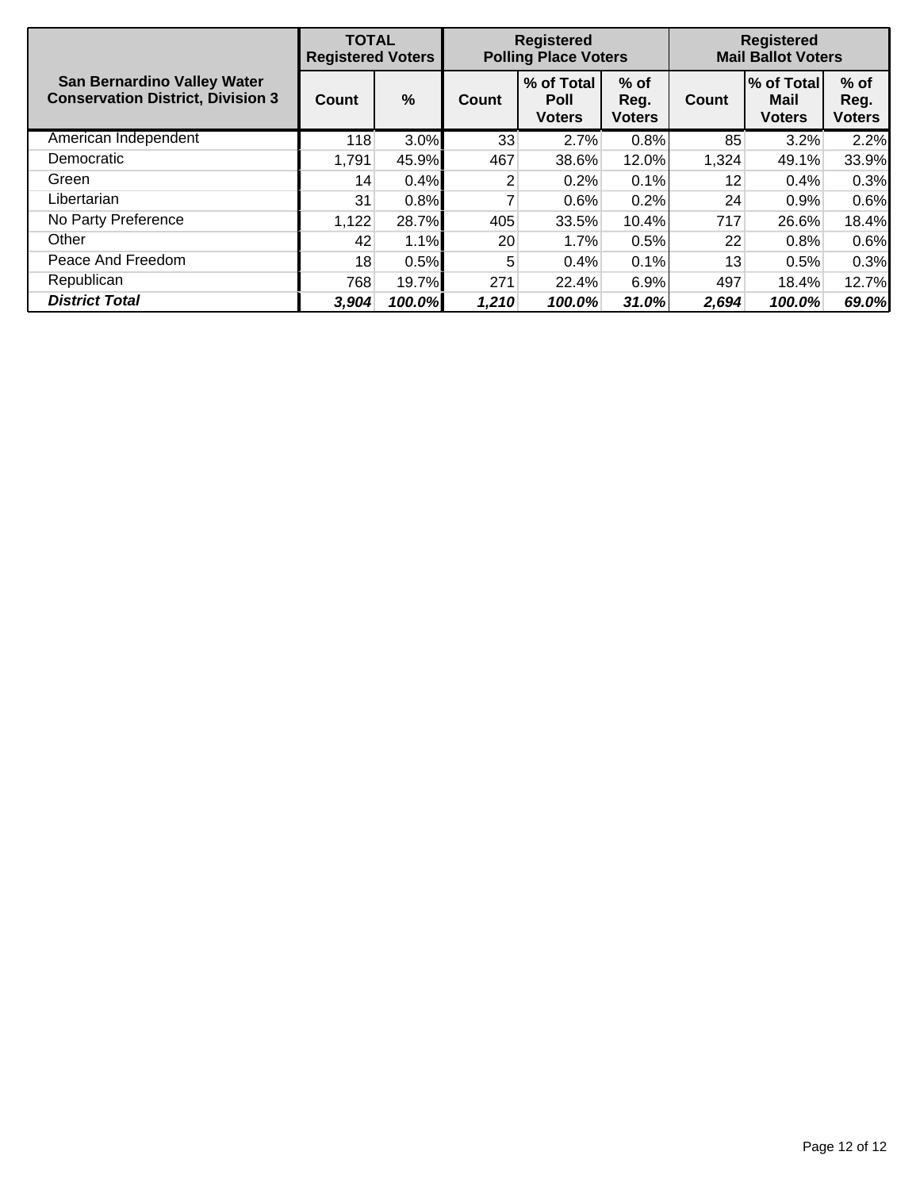| San Bernardino Valley Water Conservation District, Division 3 | TOTAL Registered Voters | | Registered Polling Place Voters | | | Registered Mail Ballot Voters | | |
|---|---|---|---|---|---|---|---|---|
| | Count | % | Count | % of Total Poll Voters | % of Reg. Voters | Count | % of Total Mail Voters | % of Reg. Voters |
| American Independent | 118 | 3.0% | 33 | 2.7% | 0.8% | 85 | 3.2% | 2.2% |
| Democratic | 1,791 | 45.9% | 467 | 38.6% | 12.0% | 1,324 | 49.1% | 33.9% |
| Green | 14 | 0.4% | 2 | 0.2% | 0.1% | 12 | 0.4% | 0.3% |
| Libertarian | 31 | 0.8% | 7 | 0.6% | 0.2% | 24 | 0.9% | 0.6% |
| No Party Preference | 1,122 | 28.7% | 405 | 33.5% | 10.4% | 717 | 26.6% | 18.4% |
| Other | 42 | 1.1% | 20 | 1.7% | 0.5% | 22 | 0.8% | 0.6% |
| Peace And Freedom | 18 | 0.5% | 5 | 0.4% | 0.1% | 13 | 0.5% | 0.3% |
| Republican | 768 | 19.7% | 271 | 22.4% | 6.9% | 497 | 18.4% | 12.7% |
| ***District Total*** | ***3,904*** | ***100.0%*** | ***1,210*** | ***100.0%*** | ***31.0%*** | ***2,694*** | ***100.0%*** | ***69.0%*** |